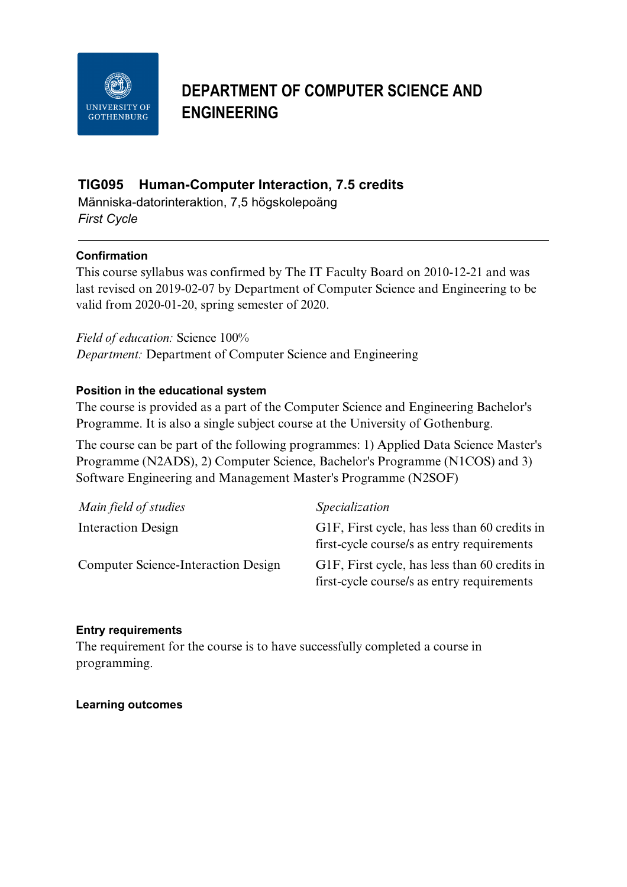# DEPARTMENT OF COMPUTER SCIENCE AND ENGINEERING

## TIG095 Human-Computer Interaction, 7.5 credits

Människa-datorinteraktion, 7,5 högskolepoäng

*First Cycle*

---

### Confirmation

This course syllabus was confirmed by The IT Faculty Board on 2010-12-21 and was last revised on 2019-02-07 by Department of Computer Science and Engineering to be valid from 2020-01-20, spring semester of 2020.

*Field of education:* Science 100%

*Department:* Department of Computer Science and Engineering

### Position in the educational system

The course is provided as a part of the Computer Science and Engineering Bachelor's Programme. It is also a single subject course at the University of Gothenburg.

The course can be part of the following programmes: 1) Applied Data Science Master's Programme (N2ADS), 2) Computer Science, Bachelor's Programme (N1COS) and 3) Software Engineering and Management Master's Programme (N2SOF)

| *Main field of studies* | *Specialization* |
|---|---|
| Interaction Design | G1F, First cycle, has less than 60 credits in first-cycle course/s as entry requirements |
| Computer Science-Interaction Design | G1F, First cycle, has less than 60 credits in first-cycle course/s as entry requirements |

### Entry requirements

The requirement for the course is to have successfully completed a course in programming.

### Learning outcomes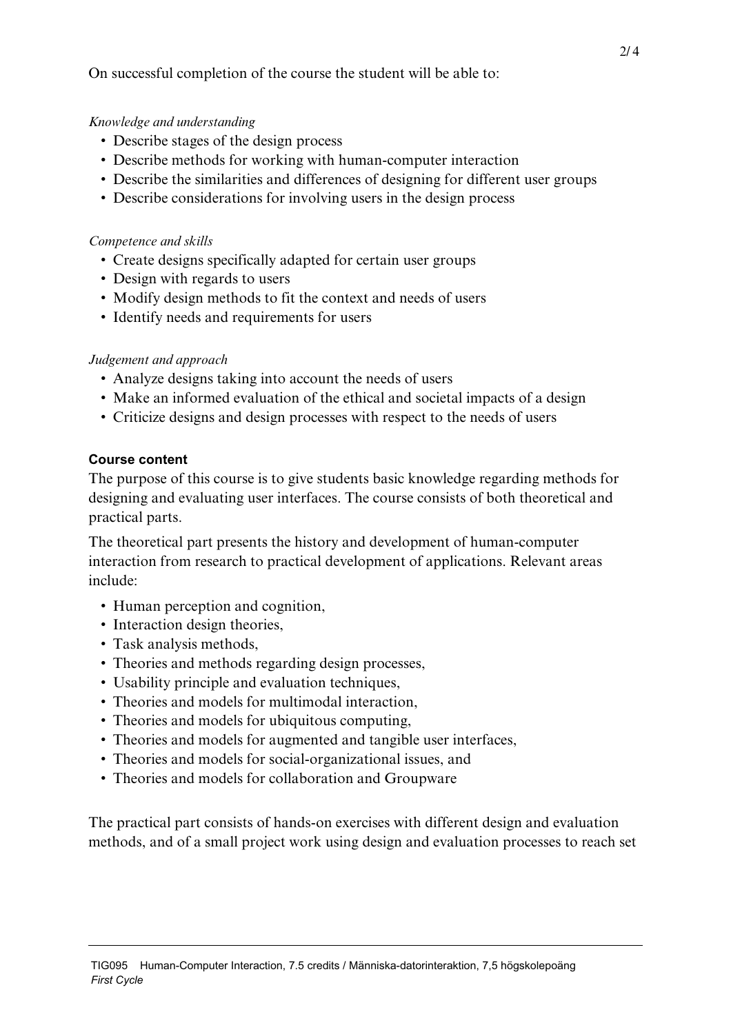On successful completion of the course the student will be able to:

*Knowledge and understanding*

- Describe stages of the design process
- Describe methods for working with human-computer interaction
- Describe the similarities and differences of designing for different user groups
- Describe considerations for involving users in the design process

*Competence and skills*

- Create designs specifically adapted for certain user groups
- Design with regards to users
- Modify design methods to fit the context and needs of users
- Identify needs and requirements for users

*Judgement and approach*

- Analyze designs taking into account the needs of users
- Make an informed evaluation of the ethical and societal impacts of a design
- Criticize designs and design processes with respect to the needs of users

**Course content**

The purpose of this course is to give students basic knowledge regarding methods for designing and evaluating user interfaces. The course consists of both theoretical and practical parts.

The theoretical part presents the history and development of human-computer interaction from research to practical development of applications. Relevant areas include:

- Human perception and cognition,
- Interaction design theories,
- Task analysis methods,
- Theories and methods regarding design processes,
- Usability principle and evaluation techniques,
- Theories and models for multimodal interaction,
- Theories and models for ubiquitous computing,
- Theories and models for augmented and tangible user interfaces,
- Theories and models for social-organizational issues, and
- Theories and models for collaboration and Groupware

The practical part consists of hands-on exercises with different design and evaluation methods, and of a small project work using design and evaluation processes to reach set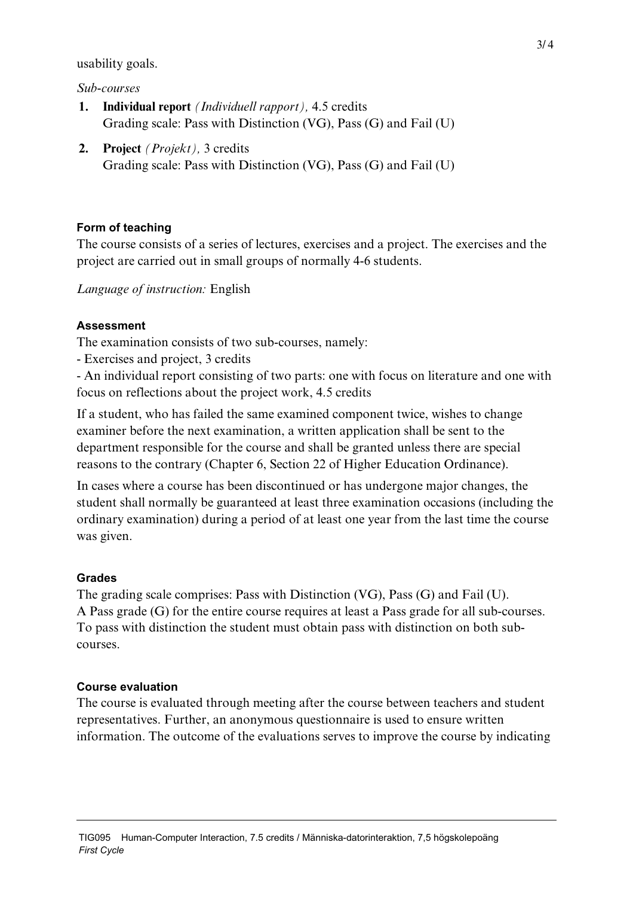usability goals.

*Sub-courses*

1. **Individual report** *(Individuell rapport),* 4.5 credits
   Grading scale: Pass with Distinction (VG), Pass (G) and Fail (U)
2. **Project** *(Projekt),* 3 credits
   Grading scale: Pass with Distinction (VG), Pass (G) and Fail (U)

## Form of teaching

The course consists of a series of lectures, exercises and a project. The exercises and the project are carried out in small groups of normally 4-6 students.

*Language of instruction:* English

## Assessment

The examination consists of two sub-courses, namely:

- Exercises and project, 3 credits
- An individual report consisting of two parts: one with focus on literature and one with focus on reflections about the project work, 4.5 credits

If a student, who has failed the same examined component twice, wishes to change examiner before the next examination, a written application shall be sent to the department responsible for the course and shall be granted unless there are special reasons to the contrary (Chapter 6, Section 22 of Higher Education Ordinance).

In cases where a course has been discontinued or has undergone major changes, the student shall normally be guaranteed at least three examination occasions (including the ordinary examination) during a period of at least one year from the last time the course was given.

## Grades

The grading scale comprises: Pass with Distinction (VG), Pass (G) and Fail (U).
A Pass grade (G) for the entire course requires at least a Pass grade for all sub-courses. To pass with distinction the student must obtain pass with distinction on both sub-courses.

## Course evaluation

The course is evaluated through meeting after the course between teachers and student representatives. Further, an anonymous questionnaire is used to ensure written information. The outcome of the evaluations serves to improve the course by indicating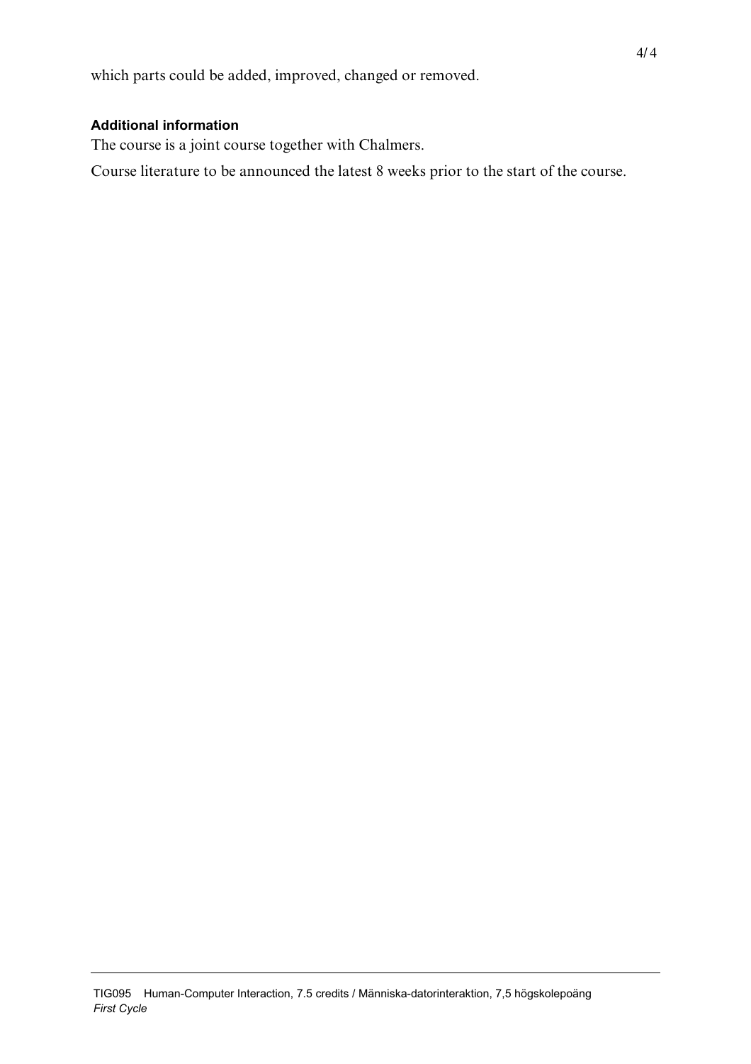which parts could be added, improved, changed or removed.

### Additional information

The course is a joint course together with Chalmers.

Course literature to be announced the latest 8 weeks prior to the start of the course.